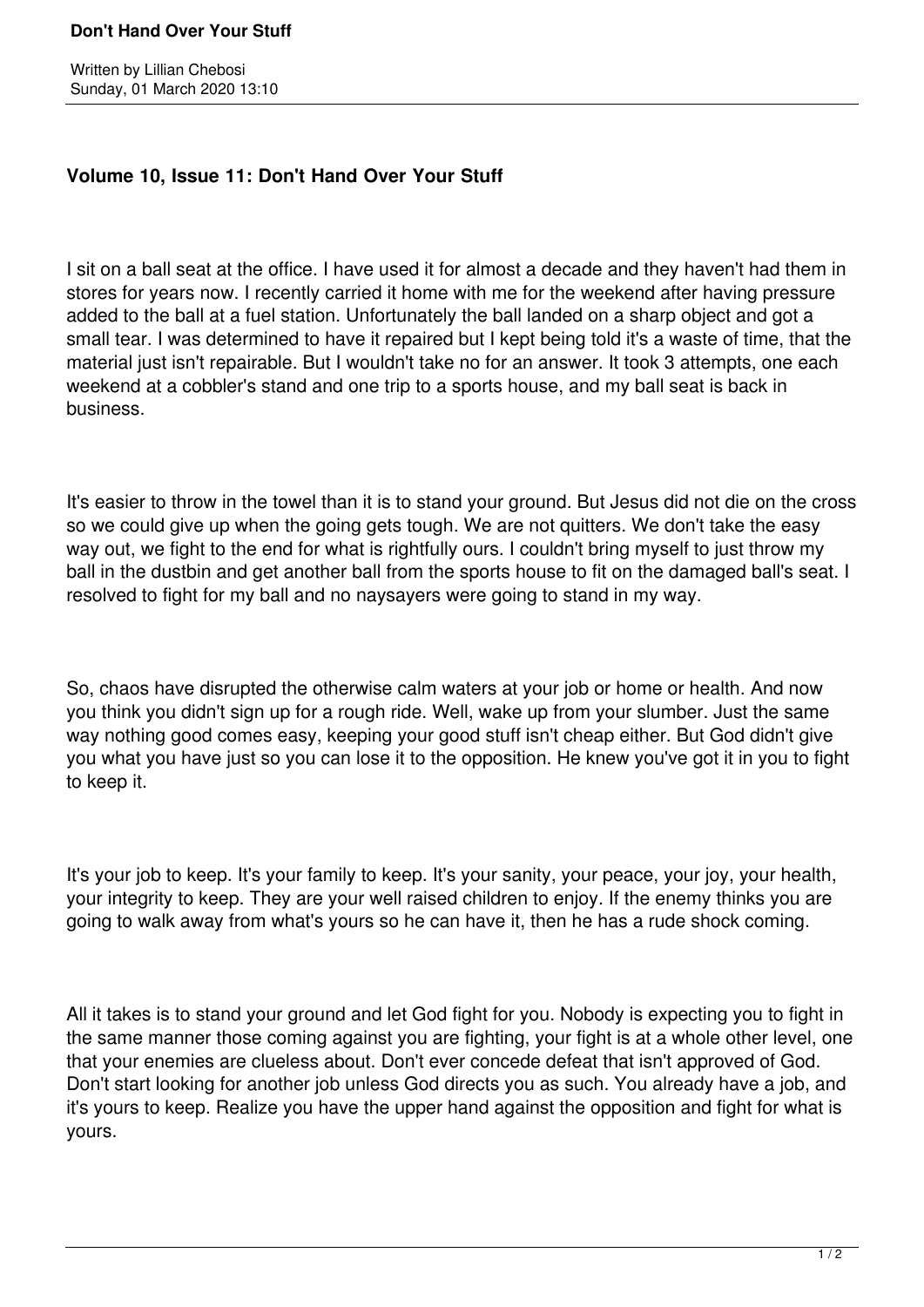**Volume 10, Issue 11: Don't Hand Over Your Stuff**

I sit on a ball seat at the office. I have used it for almost a decade and they haven't had them in stores for years now. I recently carried it home with me for the weekend after having pressure added to the ball at a fuel station. Unfortunately the ball landed on a sharp object and got a small tear. I was determined to have it repaired but I kept being told it's a waste of time, that the material just isn't repairable. But I wouldn't take no for an answer. It took 3 attempts, one each weekend at a cobbler's stand and one trip to a sports house, and my ball seat is back in business.

It's easier to throw in the towel than it is to stand your ground. But Jesus did not die on the cross so we could give up when the going gets tough. We are not quitters. We don't take the easy way out, we fight to the end for what is rightfully ours. I couldn't bring myself to just throw my ball in the dustbin and get another ball from the sports house to fit on the damaged ball's seat. I resolved to fight for my ball and no naysayers were going to stand in my way.

So, chaos have disrupted the otherwise calm waters at your job or home or health. And now you think you didn't sign up for a rough ride. Well, wake up from your slumber. Just the same way nothing good comes easy, keeping your good stuff isn't cheap either. But God didn't give you what you have just so you can lose it to the opposition. He knew you've got it in you to fight to keep it.

It's your job to keep. It's your family to keep. It's your sanity, your peace, your joy, your health, your integrity to keep. They are your well raised children to enjoy. If the enemy thinks you are going to walk away from what's yours so he can have it, then he has a rude shock coming.

All it takes is to stand your ground and let God fight for you. Nobody is expecting you to fight in the same manner those coming against you are fighting, your fight is at a whole other level, one that your enemies are clueless about. Don't ever concede defeat that isn't approved of God. Don't start looking for another job unless God directs you as such. You already have a job, and it's yours to keep. Realize you have the upper hand against the opposition and fight for what is yours.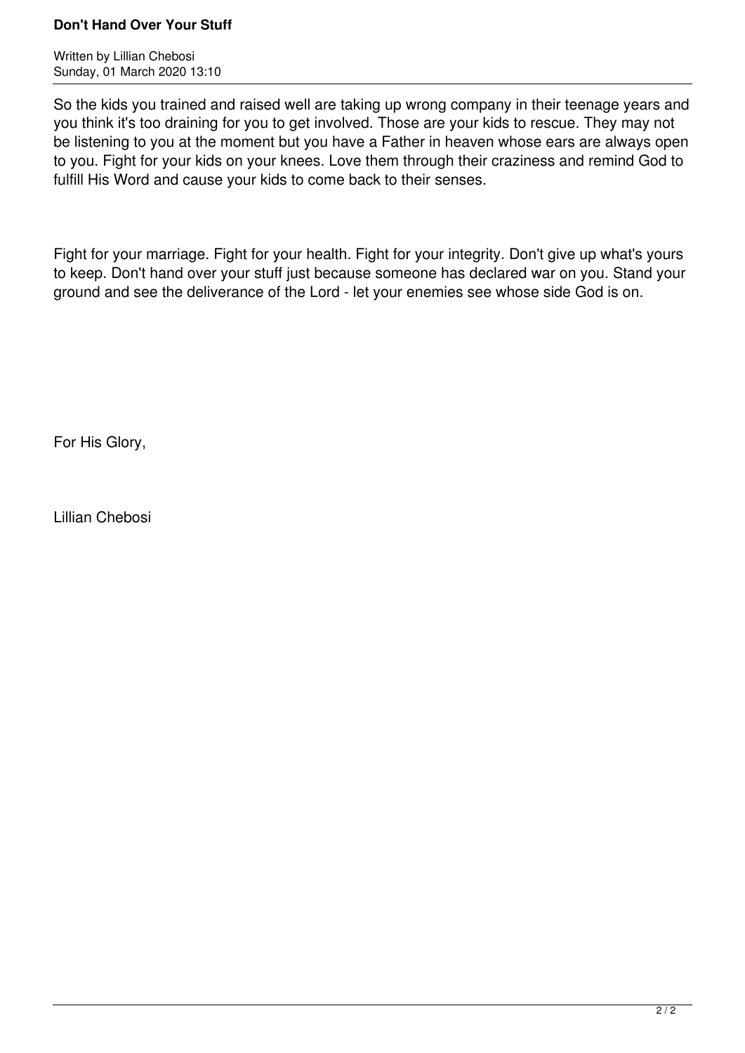So the kids you trained and raised well are taking up wrong company in their teenage years and you think it's too draining for you to get involved. Those are your kids to rescue. They may not be listening to you at the moment but you have a Father in heaven whose ears are always open to you. Fight for your kids on your knees. Love them through their craziness and remind God to fulfill His Word and cause your kids to come back to their senses.

Fight for your marriage. Fight for your health. Fight for your integrity. Don't give up what's yours to keep. Don't hand over your stuff just because someone has declared war on you. Stand your ground and see the deliverance of the Lord - let your enemies see whose side God is on.

For His Glory,

Lillian Chebosi